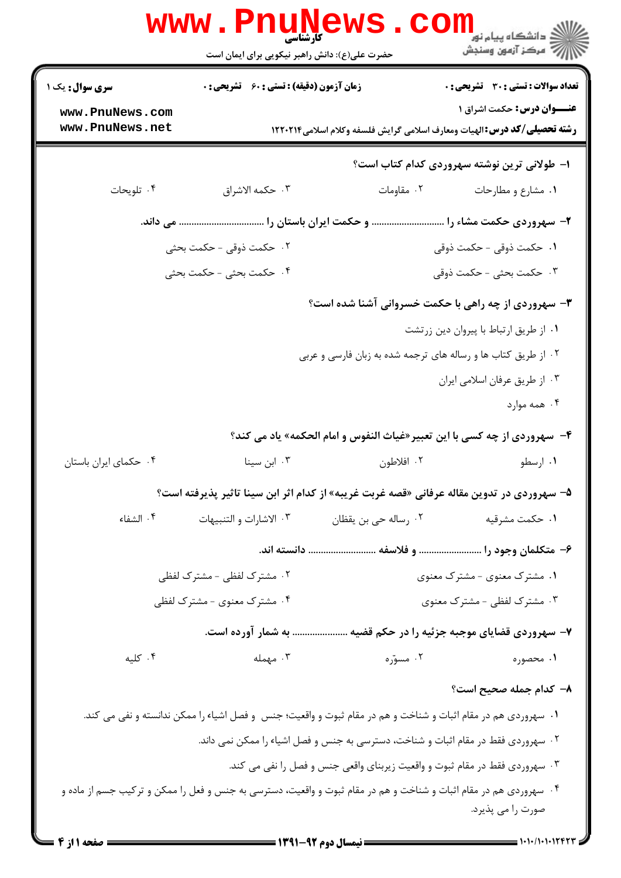**کارشناسی**

حضرت علی(ع): دانش راهبر نیکویی برای ایمان است

دانشگاه پیام نور
مرکز آزمون وسنجش

**تعداد سوالات:** تستی: ۳۰ تشریحی: ۰ | **زمان آزمون (دقیقه):** تستی: ۶۰ تشریحی: ۰ | **سری سوال:** یک ۱

**عنـــوان درس:** حکمت اشراق ۱

**رشته تحصیلی/کد درس:** الهیات ومعارف اسلامی گرایش فلسفه وکلام اسلامی۱۲۲۰۲۱۴

۱- طولانی ترین نوشته سهروردی کدام کتاب است؟

۱. مشارع و مطارحات ۲. مقاومات ۳. حکمه الاشراق ۴. تلویحات

۲- سهروردی حکمت مشاء را ............................ و حکمت ایران باستان را ................................ می داند.

۱. حکمت ذوقی - حکمت ذوقی
۲. حکمت ذوقی - حکمت بحثی
۳. حکمت بحثی - حکمت ذوقی
۴. حکمت بحثی - حکمت بحثی

۳- سهروردی از چه راهی با حکمت خسروانی آشنا شده است؟

۱. از طریق ارتباط با پیروان دین زرتشت
۲. از طریق کتاب ها و رساله های ترجمه شده به زبان فارسی و عربی
۳. از طریق عرفان اسلامی ایران
۴. همه موارد

۴- سهروردی از چه کسی با این تعبیر «غیاث النفوس و امام الحکمه» یاد می کند؟

۱. ارسطو ۲. افلاطون ۳. ابن سینا ۴. حکمای ایران باستان

۵- سهروردی در تدوین مقاله عرفانی «قصه غربت غریبه» از کدام اثر ابن سینا تاثیر پذیرفته است؟

۱. حکمت مشرقیه ۲. رساله حی بن یقظان ۳. الاشارات و التنبیهات ۴. الشفاء

۶- متکلمان وجود را ........................ و فلاسفه ........................ دانسته اند.

۱. مشترک معنوی - مشترک معنوی
۲. مشترک لفظی - مشترک لفظی
۳. مشترک لفظی - مشترک معنوی
۴. مشترک معنوی - مشترک لفظی

۷- سهروردی قضایای موجبه جزئیه را در حکم قضیه ..................... به شمار آورده است.

۱. محصوره ۲. مسوّره ۳. مهمله ۴. کلیه

۸- کدام جمله صحیح است؟

۱. سهروردی هم در مقام اثبات و شناخت و هم در مقام ثبوت و واقعیت؛ جنس و فصل اشیاء را ممکن ندانسته و نفی می کند.
۲. سهروردی فقط در مقام اثبات و شناخت، دسترسی به جنس و فصل اشیاء را ممکن نمی داند.
۳. سهروردی فقط در مقام ثبوت و واقعیت زیربنای واقعی جنس و فصل را نفی می کند.
۴. سهروردی هم در مقام اثبات و شناخت و هم در مقام ثبوت و واقعیت، دسترسی به جنس و فعل را ممکن و ترکیب جسم از ماده و صورت را می پذیرد.

نیمسال دوم ۹۲-۱۳۹۱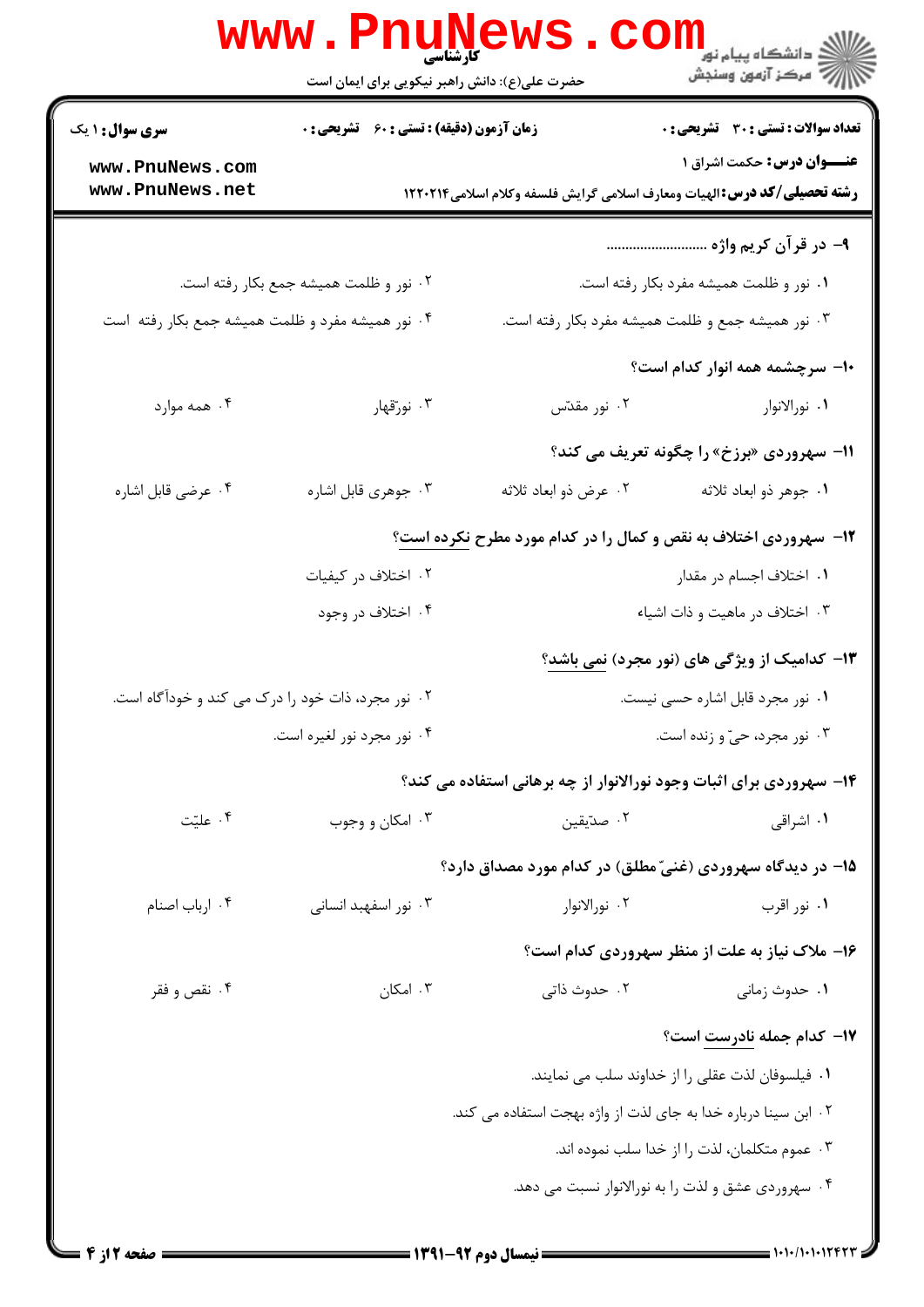**۹- در قرآن کریم واژه ..........................**

۱. نور و ظلمت همیشه مفرد بکار رفته است.

۲. نور و ظلمت همیشه جمع بکار رفته است.

۳. نور همیشه جمع و ظلمت همیشه مفرد بکار رفته است.

۴. نور همیشه مفرد و ظلمت همیشه جمع بکار رفته است

**۱۰- سرچشمه همه انوار کدام است؟**

۱. نورالانوار

۲. نور مقدّس

۳. نورقهار

۴. همه موارد

**۱۱- سهروردی «برزخ» را چگونه تعریف می کند؟**

۱. جوهر ذو ابعاد ثلاثه

۲. عرض ذو ابعاد ثلاثه

۳. جوهری قابل اشاره

۴. عرضی قابل اشاره

**۱۲- سهروردی اختلاف به نقص و کمال را در کدام مورد مطرح نکرده است؟**

۱. اختلاف اجسام در مقدار

۲. اختلاف در کیفیات

۳. اختلاف در ماهیت و ذات اشیاء

۴. اختلاف در وجود

**۱۳- کدامیک از ویژگی های (نور مجرد) نمی باشد؟**

۱. نور مجرد قابل اشاره حسی نیست.

۲. نور مجرد، ذات خود را درک می کند و خودآگاه است.

۳. نور مجرد، حیّ و زنده است.

۴. نور مجرد نور لغیره است.

**۱۴- سهروردی برای اثبات وجود نورالانوار از چه برهانی استفاده می کند؟**

۱. اشراقی

۲. صدّیقین

۳. امکان و وجوب

۴. علیّت

**۱۵- در دیدگاه سهروردی (غنیّ مطلق) در کدام مورد مصداق دارد؟**

۱. نور اقرب

۲. نورالانوار

۳. نور اسفهبد انسانی

۴. ارباب اصنام

**۱۶- ملاک نیاز به علت از منظر سهروردی کدام است؟**

۱. حدوث زمانی

۲. حدوث ذاتی

۳. امکان

۴. نقص و فقر

**۱۷- کدام جمله نادرست است؟**

۱. فیلسوفان لذت عقلی را از خداوند سلب می نمایند.

۲. ابن سینا درباره خدا به جای لذت از واژه بهجت استفاده می کند.

۳. عموم متکلمان، لذت را از خدا سلب نموده اند.

۴. سهروردی عشق و لذت را به نورالانوار نسبت می دهد.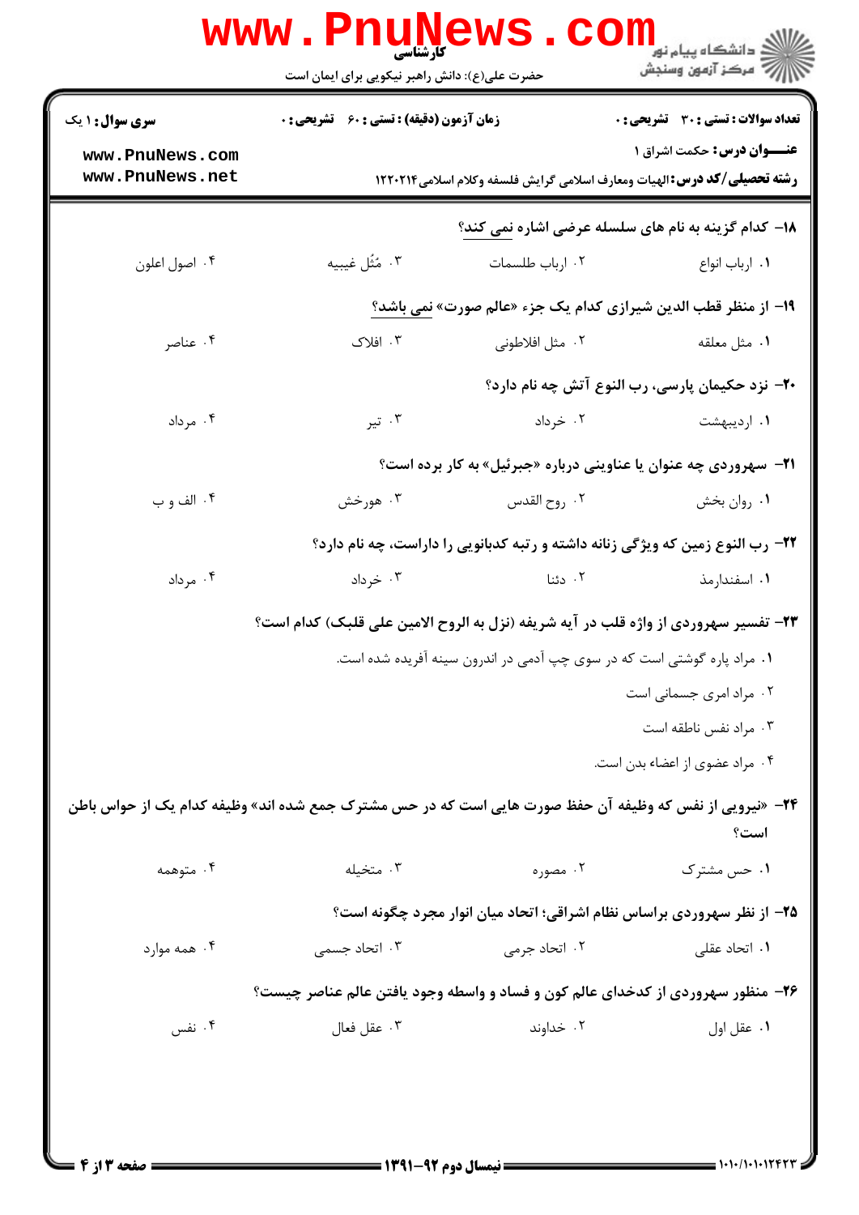۱۸- کدام گزینه به نام های سلسله عرضی اشاره نمی کند؟

۱. ارباب انواع
۲. ارباب طلسمات
۳. مُثُل غیبیه
۴. اصول اعلون

۱۹- از منظر قطب الدین شیرازی کدام یک جزء «عالم صورت» نمی باشد؟

۱. مثل معلقه
۲. مثل افلاطونی
۳. افلاک
۴. عناصر

۲۰- نزد حکیمان پارسی، رب النوع آتش چه نام دارد؟

۱. اردیبهشت
۲. خرداد
۳. تیر
۴. مرداد

۲۱- سهروردی چه عنوان یا عناوینی درباره «جبرئیل» به کار برده است؟

۱. روان بخش
۲. روح القدس
۳. هورخش
۴. الف و ب

۲۲- رب النوع زمین که ویژگی زنانه داشته و رتبه کدبانویی را داراست، چه نام دارد؟

۱. اسفندارمذ
۲. دئنا
۳. خرداد
۴. مرداد

۲۳- تفسیر سهروردی از واژه قلب در آیه شریفه (نزل به الروح الامین علی قلبک) کدام است؟

۱. مراد پاره گوشتی است که در سوی چپ آدمی در اندرون سینه آفریده شده است.
۲. مراد امری جسمانی است
۳. مراد نفس ناطقه است
۴. مراد عضوی از اعضاء بدن است.

۲۴- «نیرویی از نفس که وظیفه آن حفظ صورت هایی است که در حس مشترک جمع شده اند» وظیفه کدام یک از حواس باطن است؟

۱. حس مشترک
۲. مصوره
۳. متخیله
۴. متوهمه

۲۵- از نظر سهروردی براساس نظام اشراقی؛ اتحاد میان انوار مجرد چگونه است؟

۱. اتحاد عقلی
۲. اتحاد جرمی
۳. اتحاد جسمی
۴. همه موارد

۲۶- منظور سهروردی از کدخدای عالم کون و فساد و واسطه وجود یافتن عالم عناصر چیست؟

۱. عقل اول
۲. خداوند
۳. عقل فعال
۴. نفس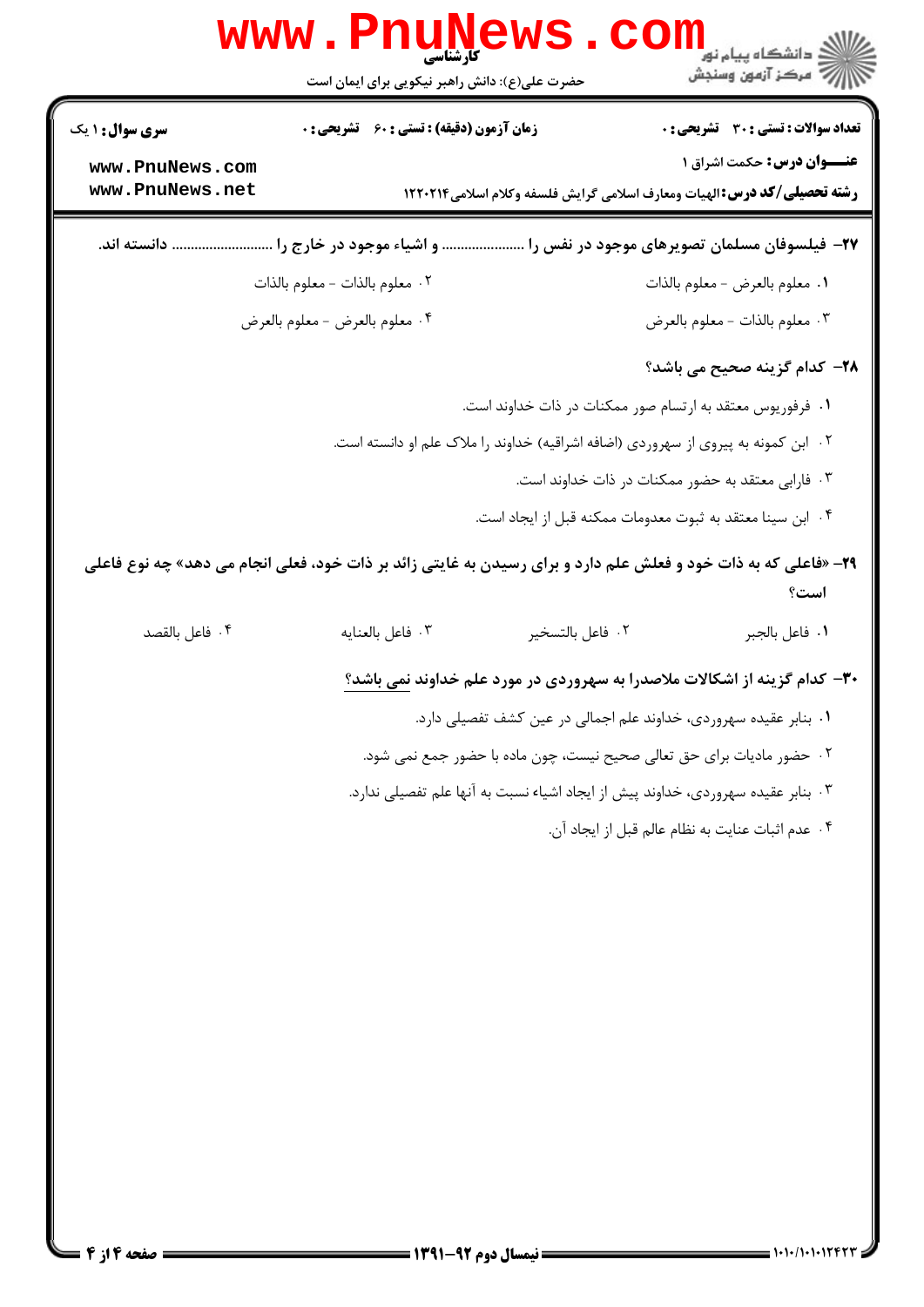**۲۷- فیلسوفان مسلمان تصویرهای موجود در نفس را .................... و اشیاء موجود در خارج را .......................... دانسته اند.**

۱. معلوم بالعرض - معلوم بالذات

۲. معلوم بالذات - معلوم بالذات

۳. معلوم بالذات - معلوم بالعرض

۴. معلوم بالعرض - معلوم بالعرض

**۲۸- کدام گزینه صحیح می باشد؟**

۱. فرفوریوس معتقد به ارتسام صور ممکنات در ذات خداوند است.

۲. ابن کمونه به پیروی از سهروردی (اضافه اشراقیه) خداوند را ملاک علم او دانسته است.

۳. فارابی معتقد به حضور ممکنات در ذات خداوند است.

۴. ابن سینا معتقد به ثبوت معدومات ممکنه قبل از ایجاد است.

**۲۹- «فاعلی که به ذات خود و فعلش علم دارد و برای رسیدن به غایتی زائد بر ذات خود، فعلی انجام می دهد» چه نوع فاعلی است؟**

۱. فاعل بالجبر

۲. فاعل بالتسخیر

۳. فاعل بالعنایه

۴. فاعل بالقصد

**۳۰- کدام گزینه از اشکالات ملاصدرا به سهروردی در مورد علم خداوند نمی باشد؟**

۱. بنابر عقیده سهروردی، خداوند علم اجمالی در عین کشف تفصیلی دارد.

۲. حضور مادیات برای حق تعالی صحیح نیست، چون ماده با حضور جمع نمی شود.

۳. بنابر عقیده سهروردی، خداوند پیش از ایجاد اشیاء نسبت به آنها علم تفصیلی ندارد.

۴. عدم اثبات عنایت به نظام عالم قبل از ایجاد آن.